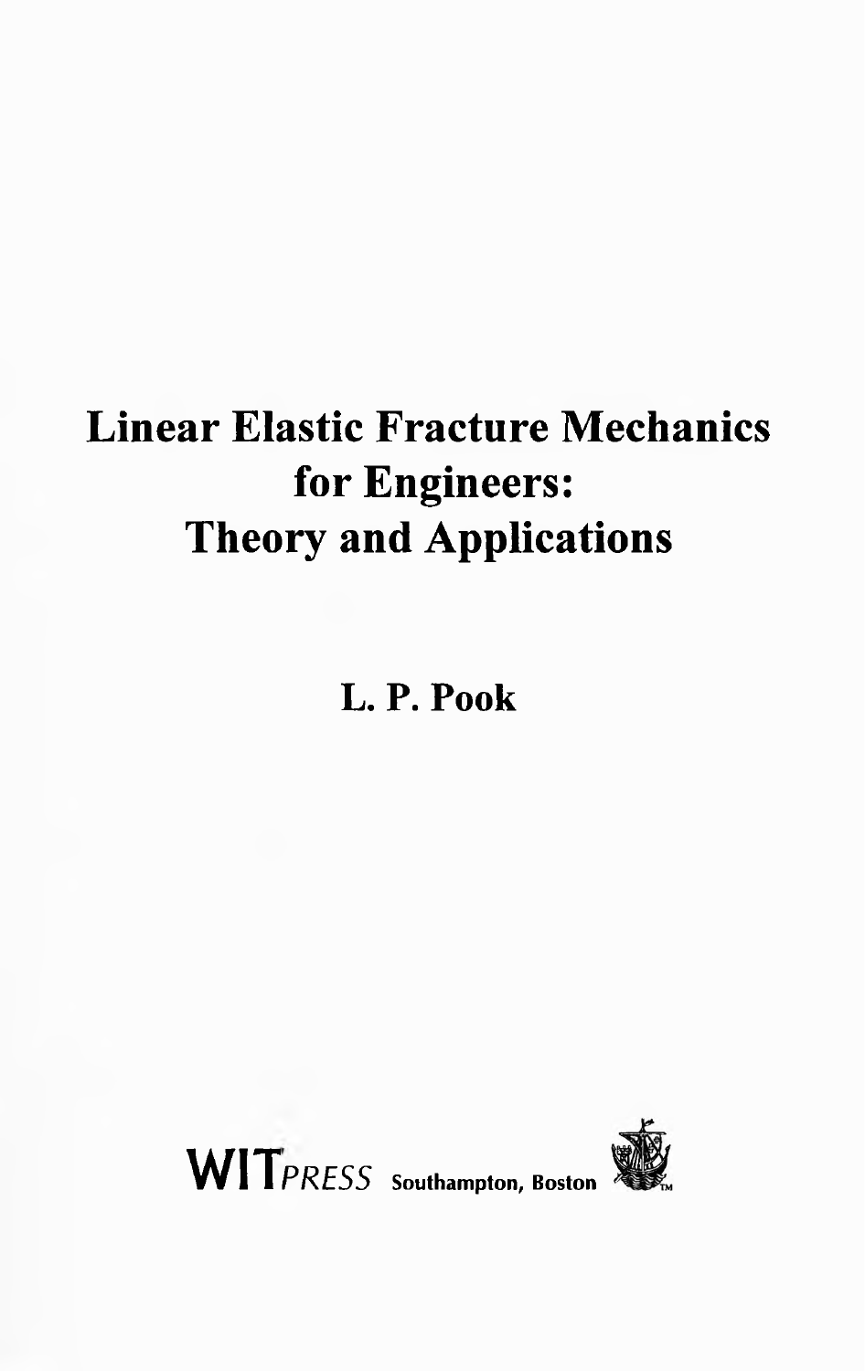# Linear Elastic Fracture Mechanics for Engineers: Theory and Applications

**L. P. Pook**

WIT*PRESS* Southampton, Boston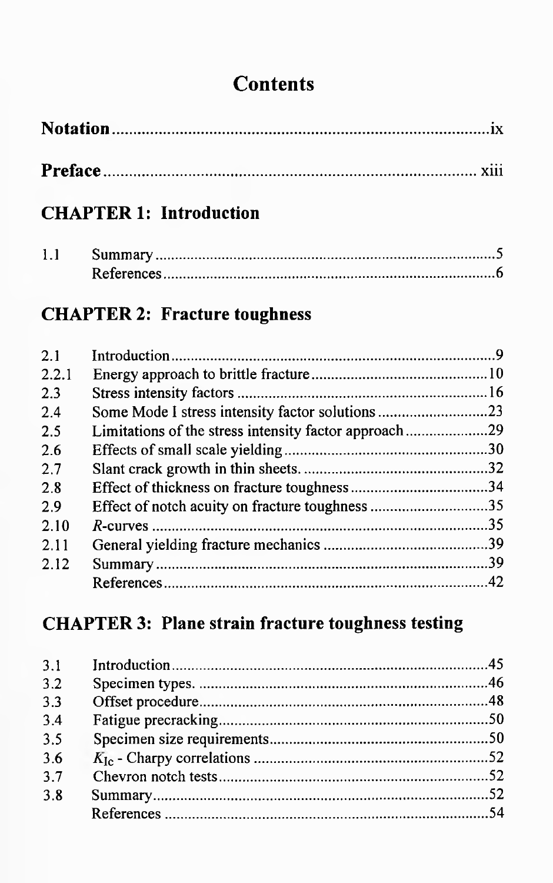# Contents

**Notation** .......... ix

**Preface** .......... xiii

## CHAPTER 1: Introduction

| | | |
|---|---|---|
| 1.1 | Summary | 5 |
| | References | 6 |

## CHAPTER 2: Fracture toughness

| | | |
|---|---|---|
| 2.1 | Introduction | 9 |
| 2.2.1 | Energy approach to brittle fracture | 10 |
| 2.3 | Stress intensity factors | 16 |
| 2.4 | Some Mode I stress intensity factor solutions | 23 |
| 2.5 | Limitations of the stress intensity factor approach | 29 |
| 2.6 | Effects of small scale yielding | 30 |
| 2.7 | Slant crack growth in thin sheets. | 32 |
| 2.8 | Effect of thickness on fracture toughness | 34 |
| 2.9 | Effect of notch acuity on fracture toughness | 35 |
| 2.10 | *R*-curves | 35 |
| 2.11 | General yielding fracture mechanics | 39 |
| 2.12 | Summary | 39 |
| | References | 42 |

## CHAPTER 3: Plane strain fracture toughness testing

| | | |
|---|---|---|
| 3.1 | Introduction | 45 |
| 3.2 | Specimen types. | 46 |
| 3.3 | Offset procedure | 48 |
| 3.4 | Fatigue precracking | 50 |
| 3.5 | Specimen size requirements | 50 |
| 3.6 | $K_{Ic}$ - Charpy correlations | 52 |
| 3.7 | Chevron notch tests | 52 |
| 3.8 | Summary | 52 |
| | References | 54 |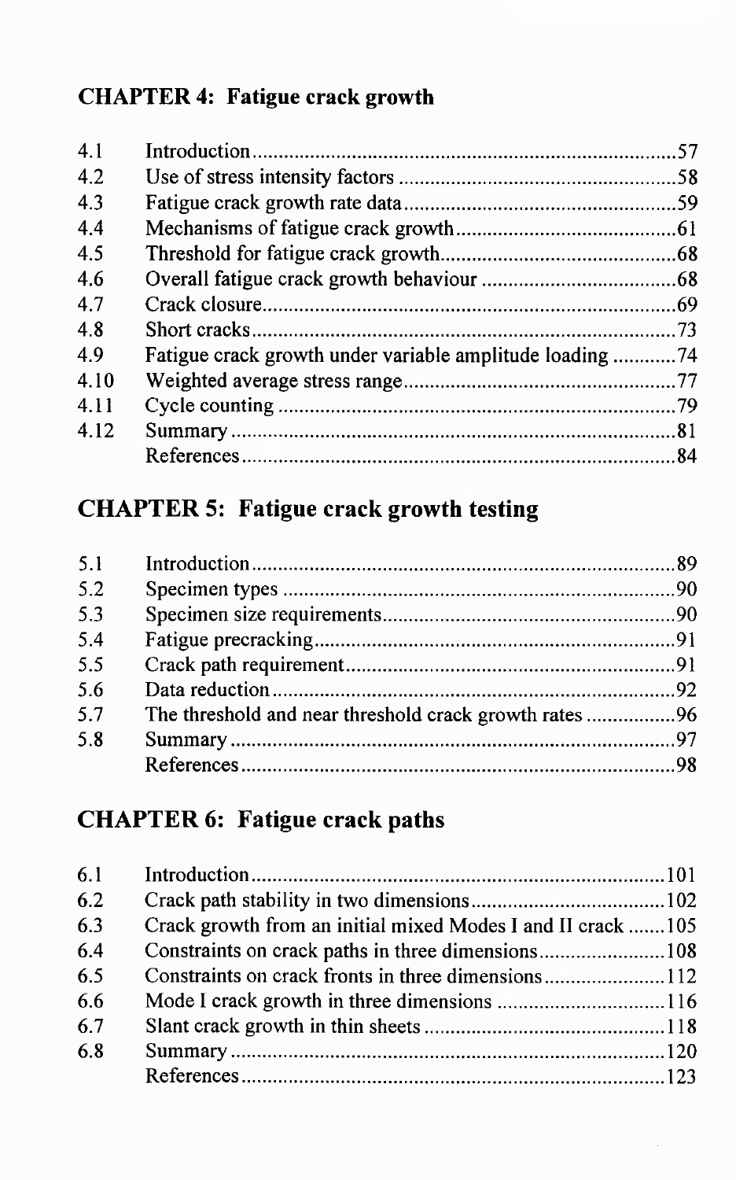## CHAPTER 4: Fatigue crack growth

| | | |
|---|---|---|
| 4.1 | Introduction | 57 |
| 4.2 | Use of stress intensity factors | 58 |
| 4.3 | Fatigue crack growth rate data | 59 |
| 4.4 | Mechanisms of fatigue crack growth | 61 |
| 4.5 | Threshold for fatigue crack growth | 68 |
| 4.6 | Overall fatigue crack growth behaviour | 68 |
| 4.7 | Crack closure | 69 |
| 4.8 | Short cracks | 73 |
| 4.9 | Fatigue crack growth under variable amplitude loading | 74 |
| 4.10 | Weighted average stress range | 77 |
| 4.11 | Cycle counting | 79 |
| 4.12 | Summary | 81 |
| | References | 84 |

## CHAPTER 5: Fatigue crack growth testing

| | | |
|---|---|---|
| 5.1 | Introduction | 89 |
| 5.2 | Specimen types | 90 |
| 5.3 | Specimen size requirements | 90 |
| 5.4 | Fatigue precracking | 91 |
| 5.5 | Crack path requirement | 91 |
| 5.6 | Data reduction | 92 |
| 5.7 | The threshold and near threshold crack growth rates | 96 |
| 5.8 | Summary | 97 |
| | References | 98 |

## CHAPTER 6: Fatigue crack paths

| | | |
|---|---|---|
| 6.1 | Introduction | 101 |
| 6.2 | Crack path stability in two dimensions | 102 |
| 6.3 | Crack growth from an initial mixed Modes I and II crack | 105 |
| 6.4 | Constraints on crack paths in three dimensions | 108 |
| 6.5 | Constraints on crack fronts in three dimensions | 112 |
| 6.6 | Mode I crack growth in three dimensions | 116 |
| 6.7 | Slant crack growth in thin sheets | 118 |
| 6.8 | Summary | 120 |
| | References | 123 |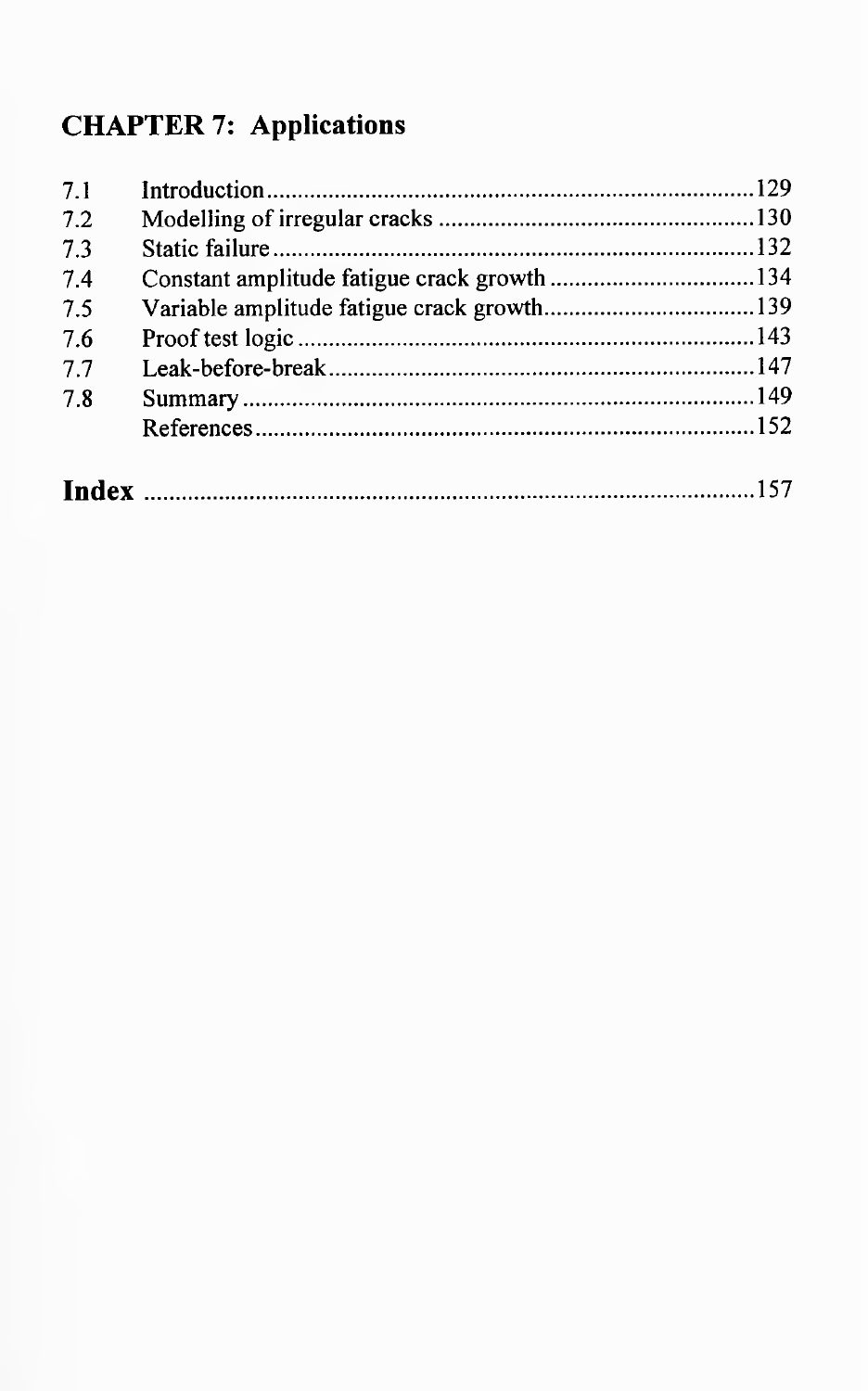## CHAPTER 7: Applications

| | | |
|---|---|---|
| 7.1 | Introduction | 129 |
| 7.2 | Modelling of irregular cracks | 130 |
| 7.3 | Static failure | 132 |
| 7.4 | Constant amplitude fatigue crack growth | 134 |
| 7.5 | Variable amplitude fatigue crack growth | 139 |
| 7.6 | Proof test logic | 143 |
| 7.7 | Leak-before-break | 147 |
| 7.8 | Summary | 149 |
| | References | 152 |

**Index** ..... 157